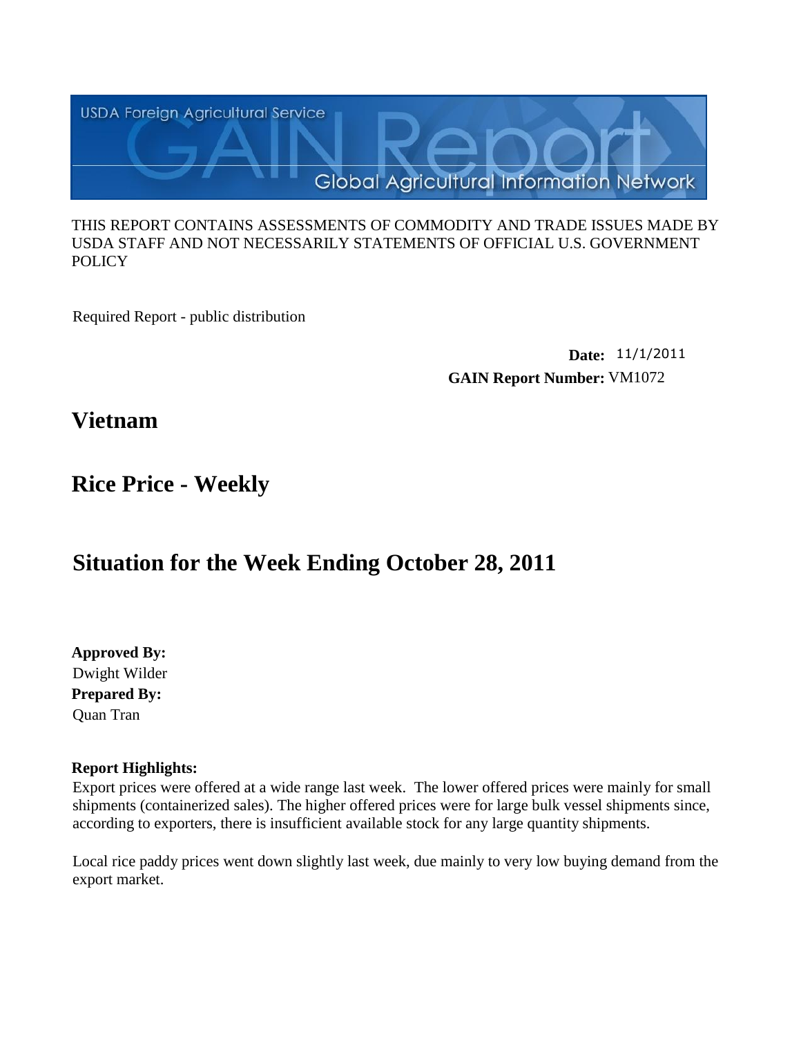USDA Foreign Agricultural Service

# GAIN Report

Global Agricultural Information Network

THIS REPORT CONTAINS ASSESSMENTS OF COMMODITY AND TRADE ISSUES MADE BY USDA STAFF AND NOT NECESSARILY STATEMENTS OF OFFICIAL U.S. GOVERNMENT POLICY

Required Report - public distribution

**Date:** 11/1/2011

**GAIN Report Number:** VM1072

## Vietnam

## Rice Price - Weekly

## Situation for the Week Ending October 28, 2011

**Approved By:**
Dwight Wilder

**Prepared By:**
Quan Tran

**Report Highlights:**

Export prices were offered at a wide range last week. The lower offered prices were mainly for small shipments (containerized sales). The higher offered prices were for large bulk vessel shipments since, according to exporters, there is insufficient available stock for any large quantity shipments.

Local rice paddy prices went down slightly last week, due mainly to very low buying demand from the export market.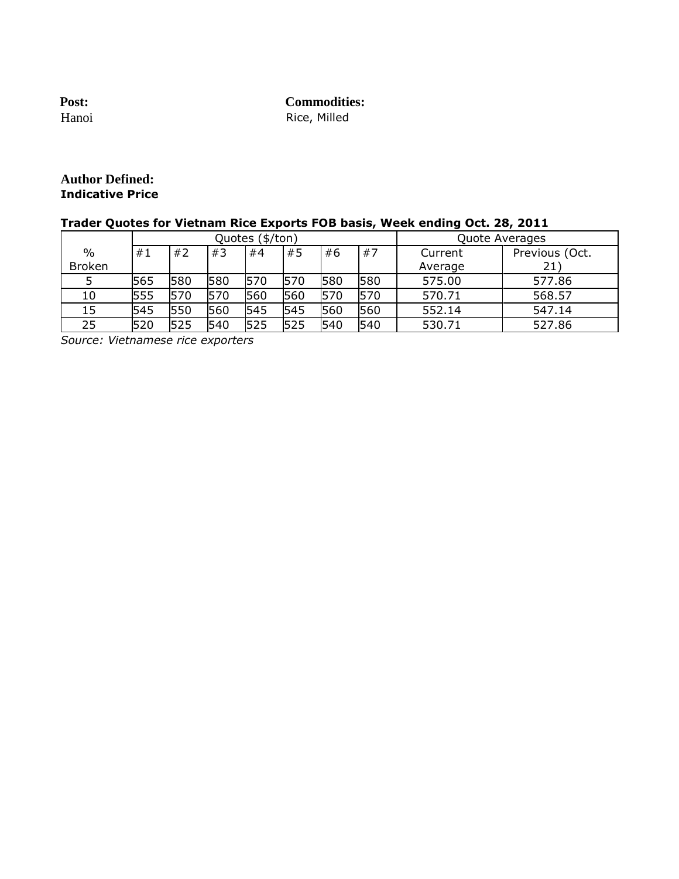**Post:**
Hanoi

**Commodities:**
Rice, Milled

**Author Defined:**
**Indicative Price**

**Trader Quotes for Vietnam Rice Exports FOB basis, Week ending Oct. 28, 2011**

| % Broken | Quotes ($/ton) | | | | | | | Quote Averages | |
|---|---|---|---|---|---|---|---|---|---|
| | #1 | #2 | #3 | #4 | #5 | #6 | #7 | Current Average | Previous (Oct. 21) |
| 5 | 565 | 580 | 580 | 570 | 570 | 580 | 580 | 575.00 | 577.86 |
| 10 | 555 | 570 | 570 | 560 | 560 | 570 | 570 | 570.71 | 568.57 |
| 15 | 545 | 550 | 560 | 545 | 545 | 560 | 560 | 552.14 | 547.14 |
| 25 | 520 | 525 | 540 | 525 | 525 | 540 | 540 | 530.71 | 527.86 |

*Source: Vietnamese rice exporters*